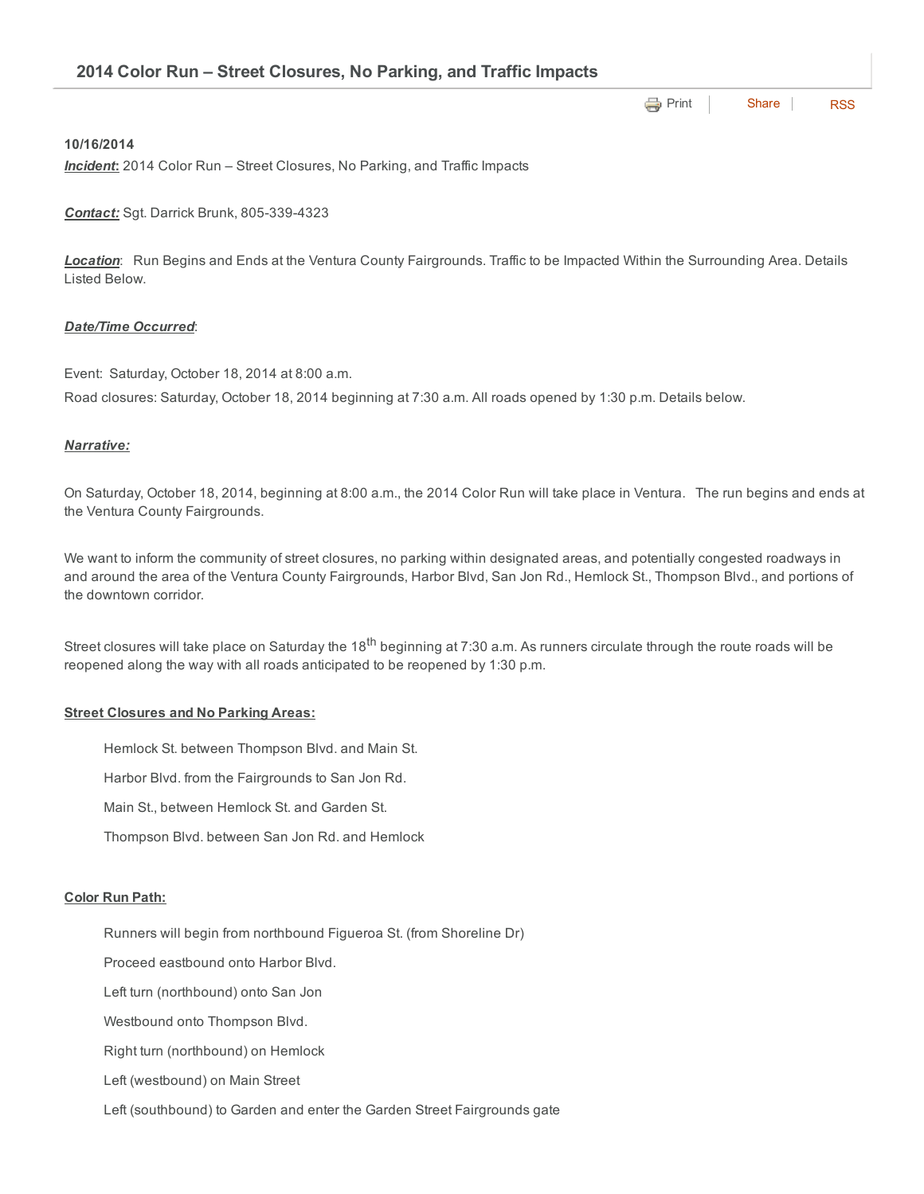# 2014 Color Run – Street Closures, No Parking, and Traffic Impacts

Print | Share | RSS

**10/16/2014**

***Incident*:** 2014 Color Run – Street Closures, No Parking, and Traffic Impacts

***Contact:*** Sgt. Darrick Brunk, 805-339-4323

***Location***: Run Begins and Ends at the Ventura County Fairgrounds. Traffic to be Impacted Within the Surrounding Area. Details Listed Below.

***Date/Time Occurred***:

Event: Saturday, October 18, 2014 at 8:00 a.m.

Road closures: Saturday, October 18, 2014 beginning at 7:30 a.m. All roads opened by 1:30 p.m. Details below.

***Narrative:***

On Saturday, October 18, 2014, beginning at 8:00 a.m., the 2014 Color Run will take place in Ventura. The run begins and ends at the Ventura County Fairgrounds.

We want to inform the community of street closures, no parking within designated areas, and potentially congested roadways in and around the area of the Ventura County Fairgrounds, Harbor Blvd, San Jon Rd., Hemlock St., Thompson Blvd., and portions of the downtown corridor.

Street closures will take place on Saturday the 18th beginning at 7:30 a.m. As runners circulate through the route roads will be reopened along the way with all roads anticipated to be reopened by 1:30 p.m.

**Street Closures and No Parking Areas:**

- Hemlock St. between Thompson Blvd. and Main St.
- Harbor Blvd. from the Fairgrounds to San Jon Rd.
- Main St., between Hemlock St. and Garden St.
- Thompson Blvd. between San Jon Rd. and Hemlock

**Color Run Path:**

- Runners will begin from northbound Figueroa St. (from Shoreline Dr)
- Proceed eastbound onto Harbor Blvd.
- Left turn (northbound) onto San Jon
- Westbound onto Thompson Blvd.
- Right turn (northbound) on Hemlock
- Left (westbound) on Main Street
- Left (southbound) to Garden and enter the Garden Street Fairgrounds gate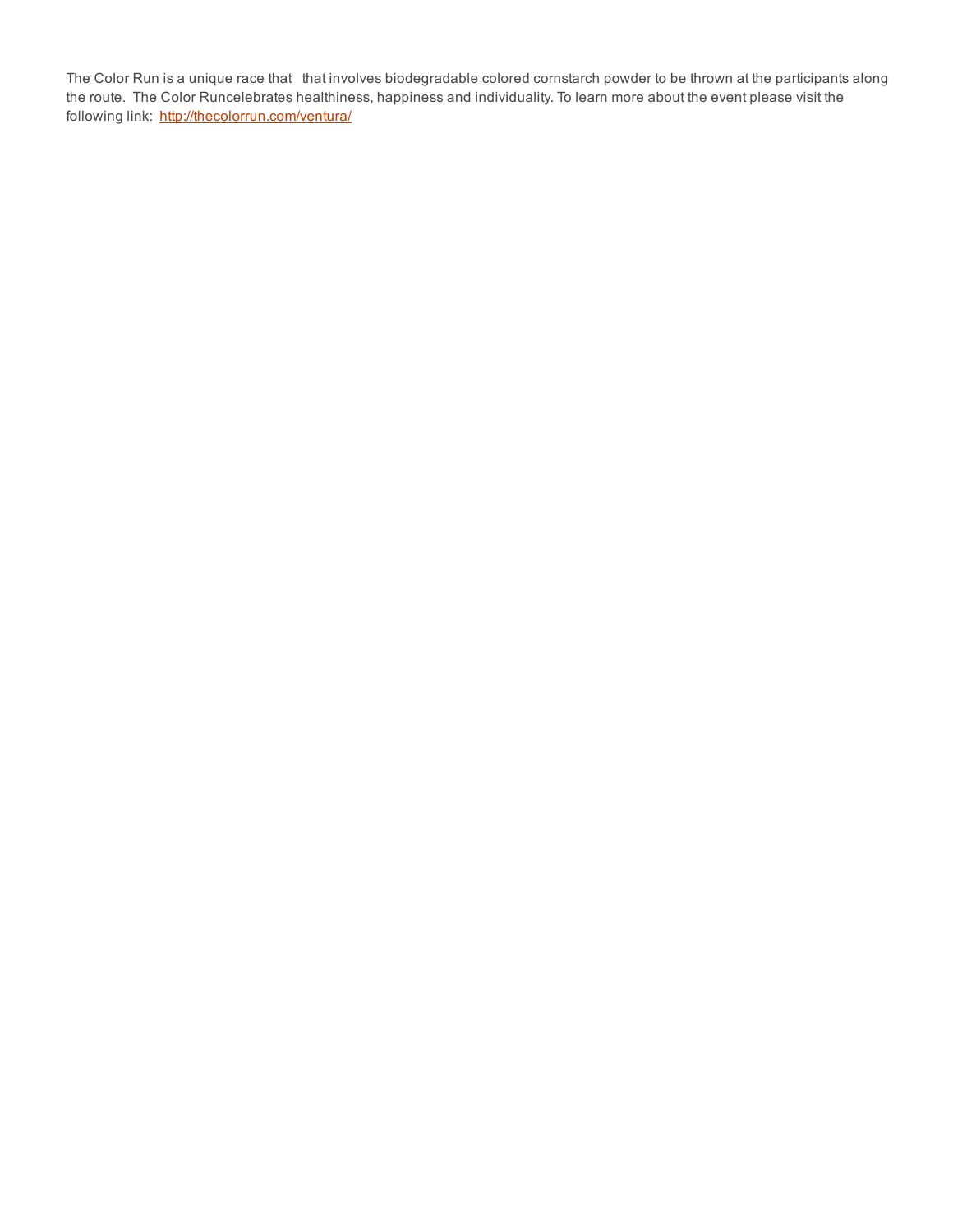The Color Run is a unique race that that involves biodegradable colored cornstarch powder to be thrown at the participants along the route. The Color Runcelebrates healthiness, happiness and individuality. To learn more about the event please visit the following link: [http://thecolorrun.com/ventura/](http://thecolorrun.com/ventura/)